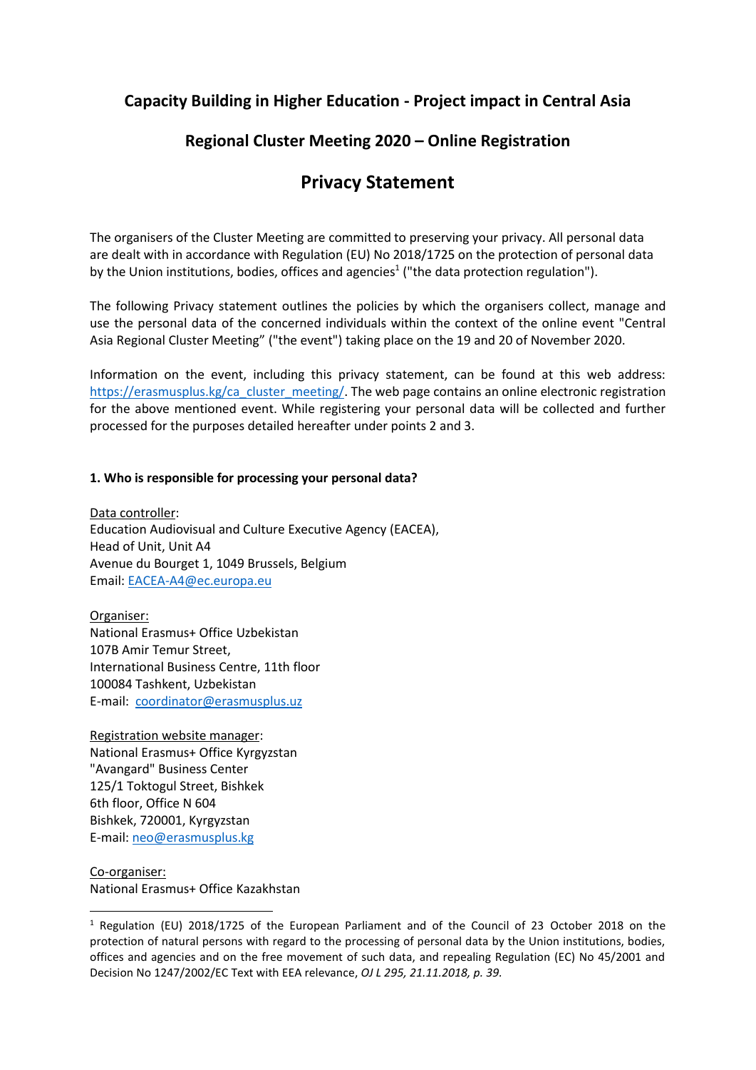# Capacity Building in Higher Education - Project impact in Central Asia

## Regional Cluster Meeting 2020 – Online Registration

## Privacy Statement

The organisers of the Cluster Meeting are committed to preserving your privacy. All personal data are dealt with in accordance with Regulation (EU) No 2018/1725 on the protection of personal data by the Union institutions, bodies, offices and agencies[1] ("the data protection regulation").

The following Privacy statement outlines the policies by which the organisers collect, manage and use the personal data of the concerned individuals within the context of the online event "Central Asia Regional Cluster Meeting" ("the event") taking place on the 19 and 20 of November 2020.

Information on the event, including this privacy statement, can be found at this web address: https://erasmusplus.kg/ca_cluster_meeting/. The web page contains an online electronic registration for the above mentioned event. While registering your personal data will be collected and further processed for the purposes detailed hereafter under points 2 and 3.

**1. Who is responsible for processing your personal data?**

Data controller:
Education Audiovisual and Culture Executive Agency (EACEA),
Head of Unit, Unit A4
Avenue du Bourget 1, 1049 Brussels, Belgium
Email: EACEA-A4@ec.europa.eu

Organiser:
National Erasmus+ Office Uzbekistan
107B Amir Temur Street,
International Business Centre, 11th floor
100084 Tashkent, Uzbekistan
E-mail: coordinator@erasmusplus.uz

Registration website manager:
National Erasmus+ Office Kyrgyzstan
"Avangard" Business Center
125/1 Toktogul Street, Bishkek
6th floor, Office N 604
Bishkek, 720001, Kyrgyzstan
E-mail: neo@erasmusplus.kg

Co-organiser:
National Erasmus+ Office Kazakhstan

---

[1] Regulation (EU) 2018/1725 of the European Parliament and of the Council of 23 October 2018 on the protection of natural persons with regard to the processing of personal data by the Union institutions, bodies, offices and agencies and on the free movement of such data, and repealing Regulation (EC) No 45/2001 and Decision No 1247/2002/EC Text with EEA relevance, *OJ L 295, 21.11.2018, p. 39.*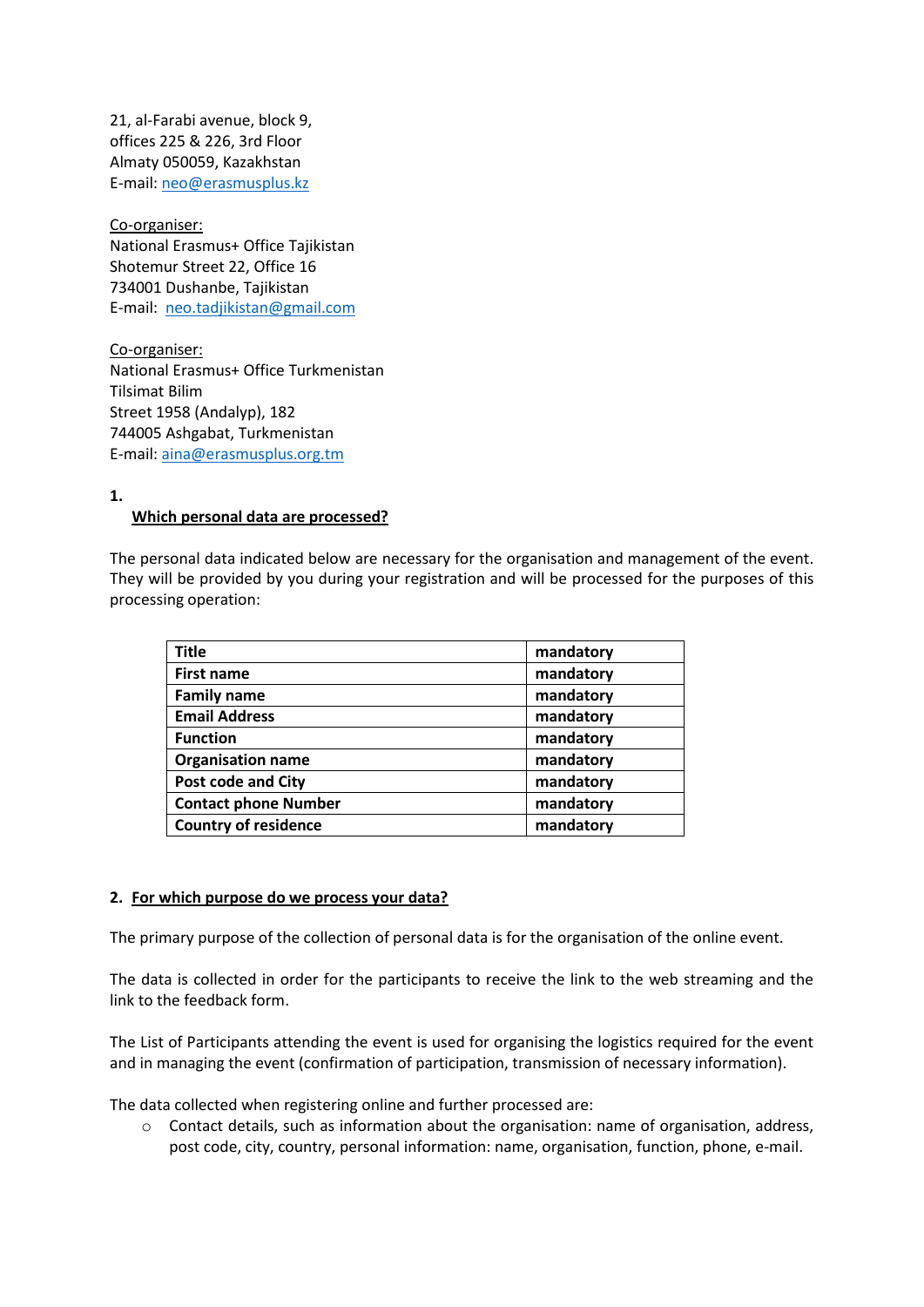21, al-Farabi avenue, block 9,
offices 225 & 226, 3rd Floor
Almaty 050059, Kazakhstan
E-mail: neo@erasmusplus.kz

Co-organiser:
National Erasmus+ Office Tajikistan
Shotemur Street 22, Office 16
734001 Dushanbe, Tajikistan
E-mail: neo.tadjikistan@gmail.com

Co-organiser:
National Erasmus+ Office Turkmenistan
Tilsimat Bilim
Street 1958 (Andalyp), 182
744005 Ashgabat, Turkmenistan
E-mail: aina@erasmusplus.org.tm

## 1. Which personal data are processed?

The personal data indicated below are necessary for the organisation and management of the event. They will be provided by you during your registration and will be processed for the purposes of this processing operation:

| Title | mandatory |
|---|---|
| First name | mandatory |
| Family name | mandatory |
| Email Address | mandatory |
| Function | mandatory |
| Organisation name | mandatory |
| Post code and City | mandatory |
| Contact phone Number | mandatory |
| Country of residence | mandatory |

## 2. For which purpose do we process your data?

The primary purpose of the collection of personal data is for the organisation of the online event.

The data is collected in order for the participants to receive the link to the web streaming and the link to the feedback form.

The List of Participants attending the event is used for organising the logistics required for the event and in managing the event (confirmation of participation, transmission of necessary information).

The data collected when registering online and further processed are:

- Contact details, such as information about the organisation: name of organisation, address, post code, city, country, personal information: name, organisation, function, phone, e-mail.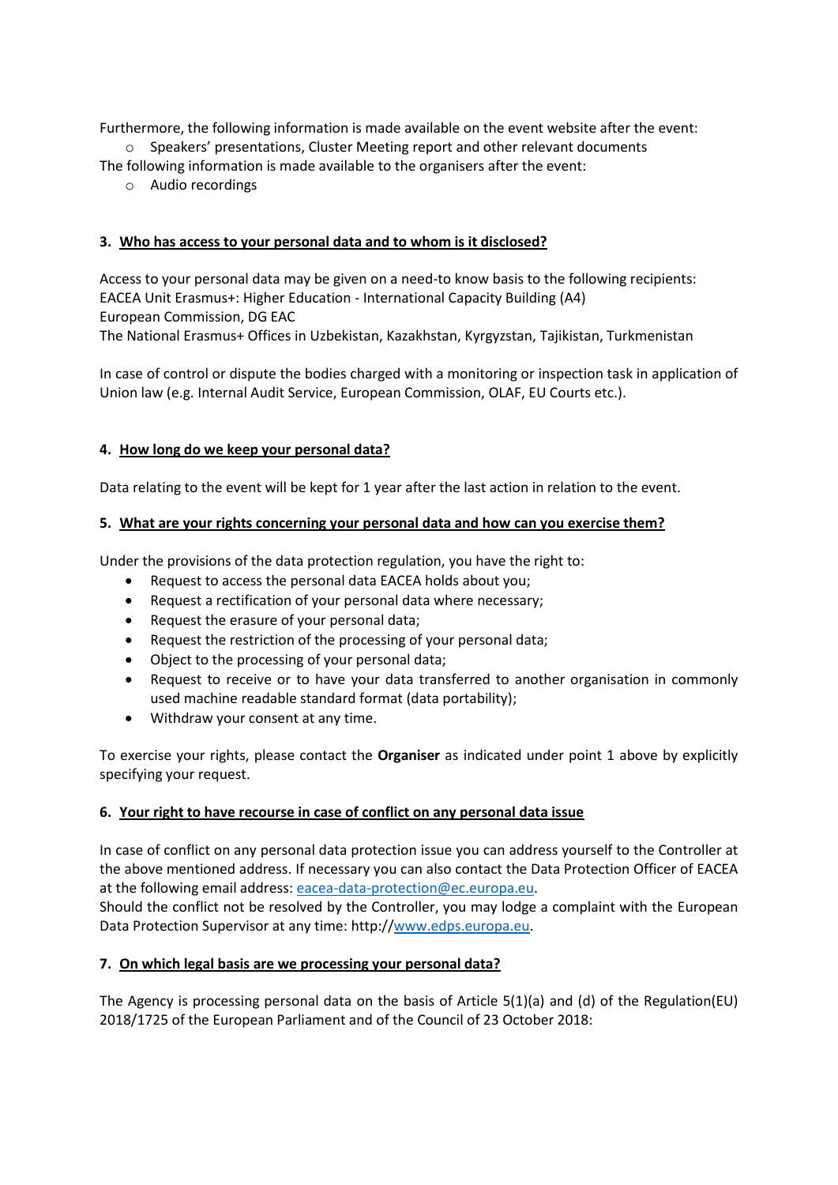Furthermore, the following information is made available on the event website after the event:

- Speakers' presentations, Cluster Meeting report and other relevant documents

The following information is made available to the organisers after the event:

- Audio recordings

## 3. Who has access to your personal data and to whom is it disclosed?

Access to your personal data may be given on a need-to know basis to the following recipients:
EACEA Unit Erasmus+: Higher Education - International Capacity Building (A4)
European Commission, DG EAC
The National Erasmus+ Offices in Uzbekistan, Kazakhstan, Kyrgyzstan, Tajikistan, Turkmenistan

In case of control or dispute the bodies charged with a monitoring or inspection task in application of Union law (e.g. Internal Audit Service, European Commission, OLAF, EU Courts etc.).

## 4. How long do we keep your personal data?

Data relating to the event will be kept for 1 year after the last action in relation to the event.

## 5. What are your rights concerning your personal data and how can you exercise them?

Under the provisions of the data protection regulation, you have the right to:

- Request to access the personal data EACEA holds about you;
- Request a rectification of your personal data where necessary;
- Request the erasure of your personal data;
- Request the restriction of the processing of your personal data;
- Object to the processing of your personal data;
- Request to receive or to have your data transferred to another organisation in commonly used machine readable standard format (data portability);
- Withdraw your consent at any time.

To exercise your rights, please contact the **Organiser** as indicated under point 1 above by explicitly specifying your request.

## 6. Your right to have recourse in case of conflict on any personal data issue

In case of conflict on any personal data protection issue you can address yourself to the Controller at the above mentioned address. If necessary you can also contact the Data Protection Officer of EACEA at the following email address: eacea-data-protection@ec.europa.eu.
Should the conflict not be resolved by the Controller, you may lodge a complaint with the European Data Protection Supervisor at any time: http://www.edps.europa.eu.

## 7. On which legal basis are we processing your personal data?

The Agency is processing personal data on the basis of Article 5(1)(a) and (d) of the Regulation(EU) 2018/1725 of the European Parliament and of the Council of 23 October 2018: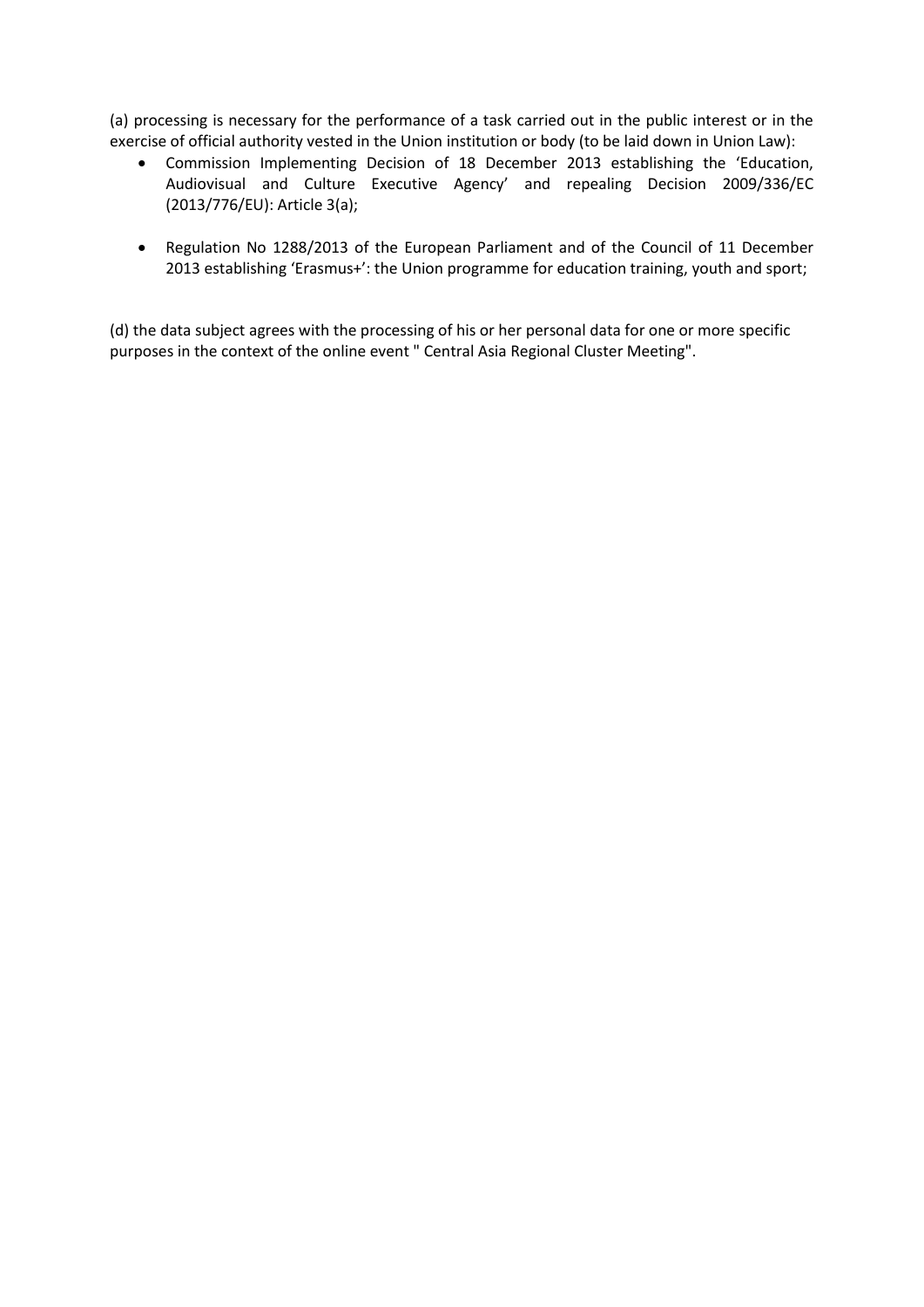(a) processing is necessary for the performance of a task carried out in the public interest or in the exercise of official authority vested in the Union institution or body (to be laid down in Union Law):

- Commission Implementing Decision of 18 December 2013 establishing the 'Education, Audiovisual and Culture Executive Agency' and repealing Decision 2009/336/EC (2013/776/EU): Article 3(a);
- Regulation No 1288/2013 of the European Parliament and of the Council of 11 December 2013 establishing 'Erasmus+': the Union programme for education training, youth and sport;

(d) the data subject agrees with the processing of his or her personal data for one or more specific purposes in the context of the online event " Central Asia Regional Cluster Meeting".